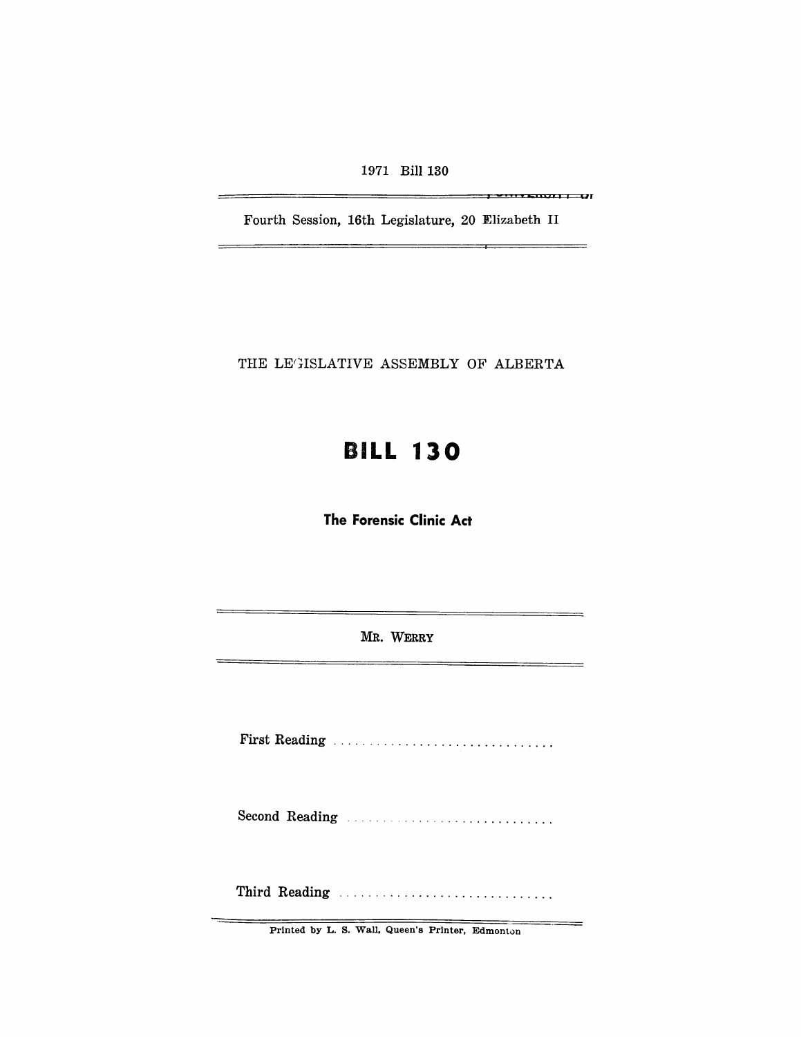1971 Bill 130

Fourth Session, 16th Legislature, 20 Elizabeth II

THE LEGISLATIVE ASSEMBLY OF ALBERTA

# BILL 130

## The Forensic Clinic Act

MR. WERRY

First Reading ..............................

Second Reading ..............................

Third Reading ..............................

Printed by L. S. Wall, Queen's Printer, Edmonton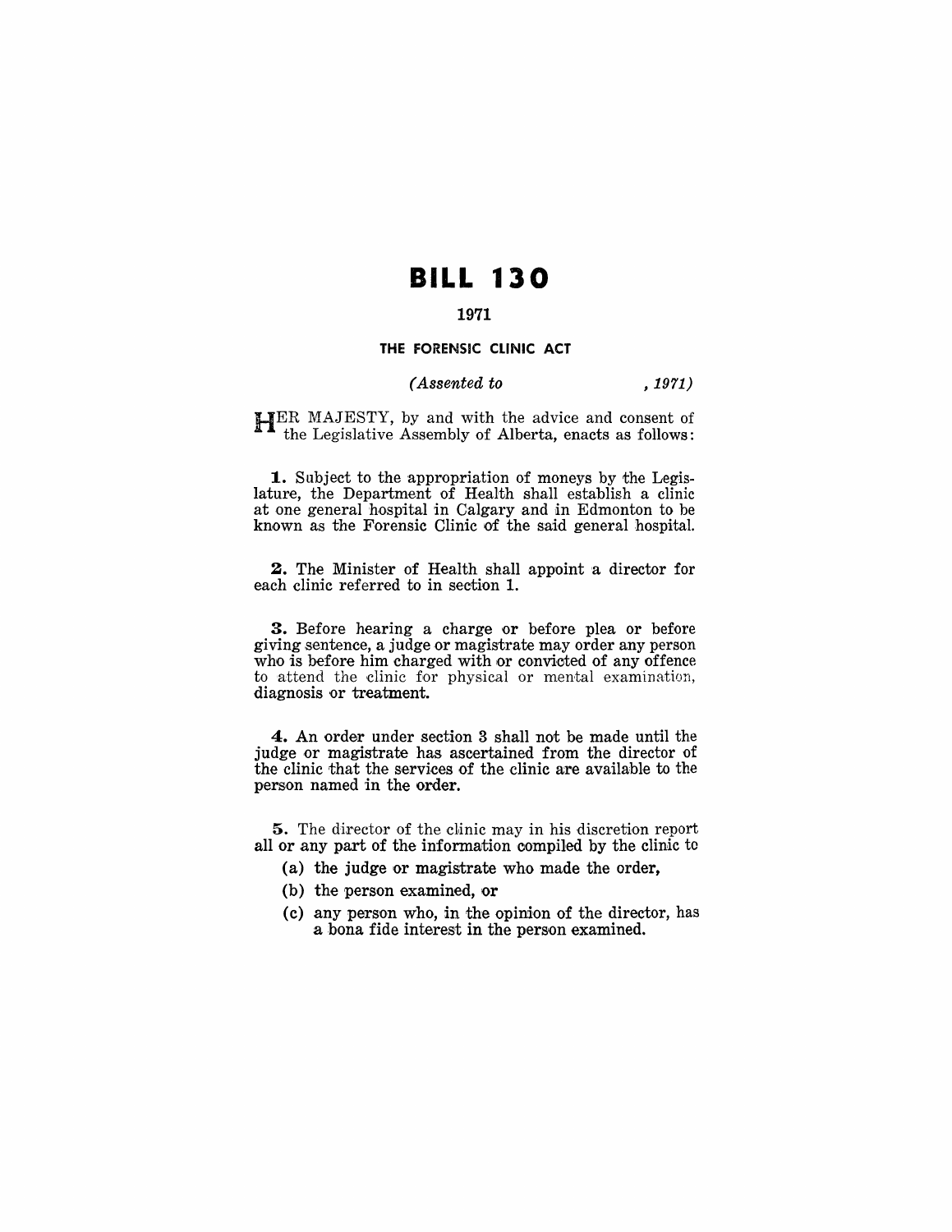# BILL 130

### 1971

### THE FORENSIC CLINIC ACT

*(Assented to , 1971)*

HER MAJESTY, by and with the advice and consent of the Legislative Assembly of Alberta, enacts as follows:

**1.** Subject to the appropriation of moneys by the Legislature, the Department of Health shall establish a clinic at one general hospital in Calgary and in Edmonton to be known as the Forensic Clinic of the said general hospital.

**2.** The Minister of Health shall appoint a director for each clinic referred to in section 1.

**3.** Before hearing a charge or before plea or before giving sentence, a judge or magistrate may order any person who is before him charged with or convicted of any offence to attend the clinic for physical or mental examination, diagnosis or treatment.

**4.** An order under section 3 shall not be made until the judge or magistrate has ascertained from the director of the clinic that the services of the clinic are available to the person named in the order.

**5.** The director of the clinic may in his discretion report all or any part of the information compiled by the clinic to

(a) the judge or magistrate who made the order,

(b) the person examined, or

(c) any person who, in the opinion of the director, has a bona fide interest in the person examined.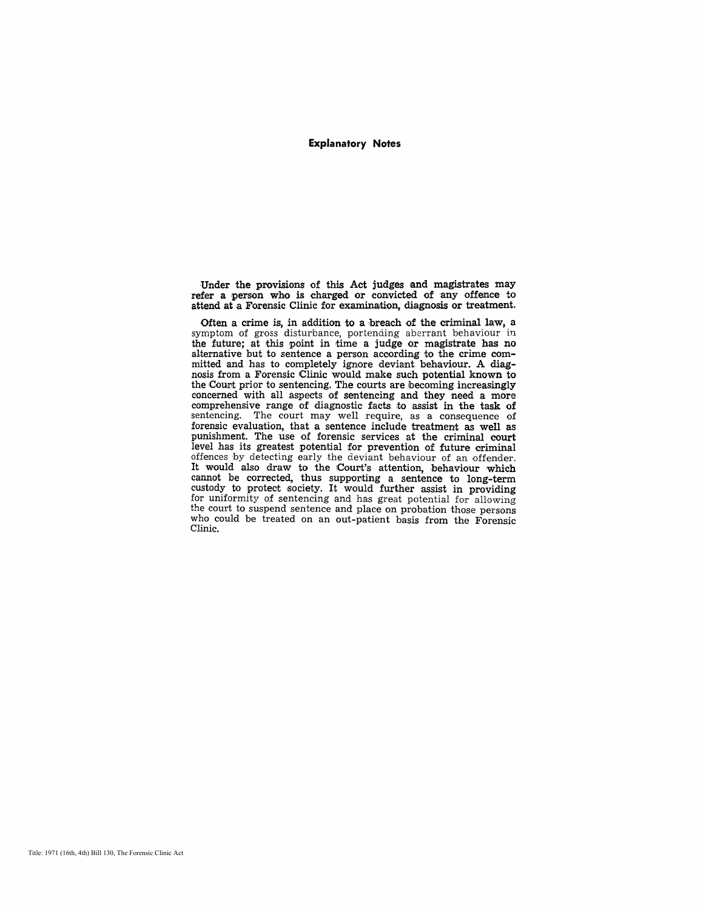## Explanatory Notes

Under the provisions of this Act judges and magistrates may refer a person who is charged or convicted of any offence to attend at a Forensic Clinic for examination, diagnosis or treatment.

Often a crime is, in addition to a breach of the criminal law, a symptom of gross disturbance, portending aberrant behaviour in the future; at this point in time a judge or magistrate has no alternative but to sentence a person according to the crime committed and has to completely ignore deviant behaviour. A diagnosis from a Forensic Clinic would make such potential known to the Court prior to sentencing. The courts are becoming increasingly concerned with all aspects of sentencing and they need a more comprehensive range of diagnostic facts to assist in the task of sentencing. The court may well require, as a consequence of forensic evaluation, that a sentence include treatment as well as punishment. The use of forensic services at the criminal court level has its greatest potential for prevention of future criminal offences by detecting early the deviant behaviour of an offender. It would also draw to the Court's attention, behaviour which cannot be corrected, thus supporting a sentence to long-term custody to protect society. It would further assist in providing for uniformity of sentencing and has great potential for allowing the court to suspend sentence and place on probation those persons who could be treated on an out-patient basis from the Forensic Clinic.